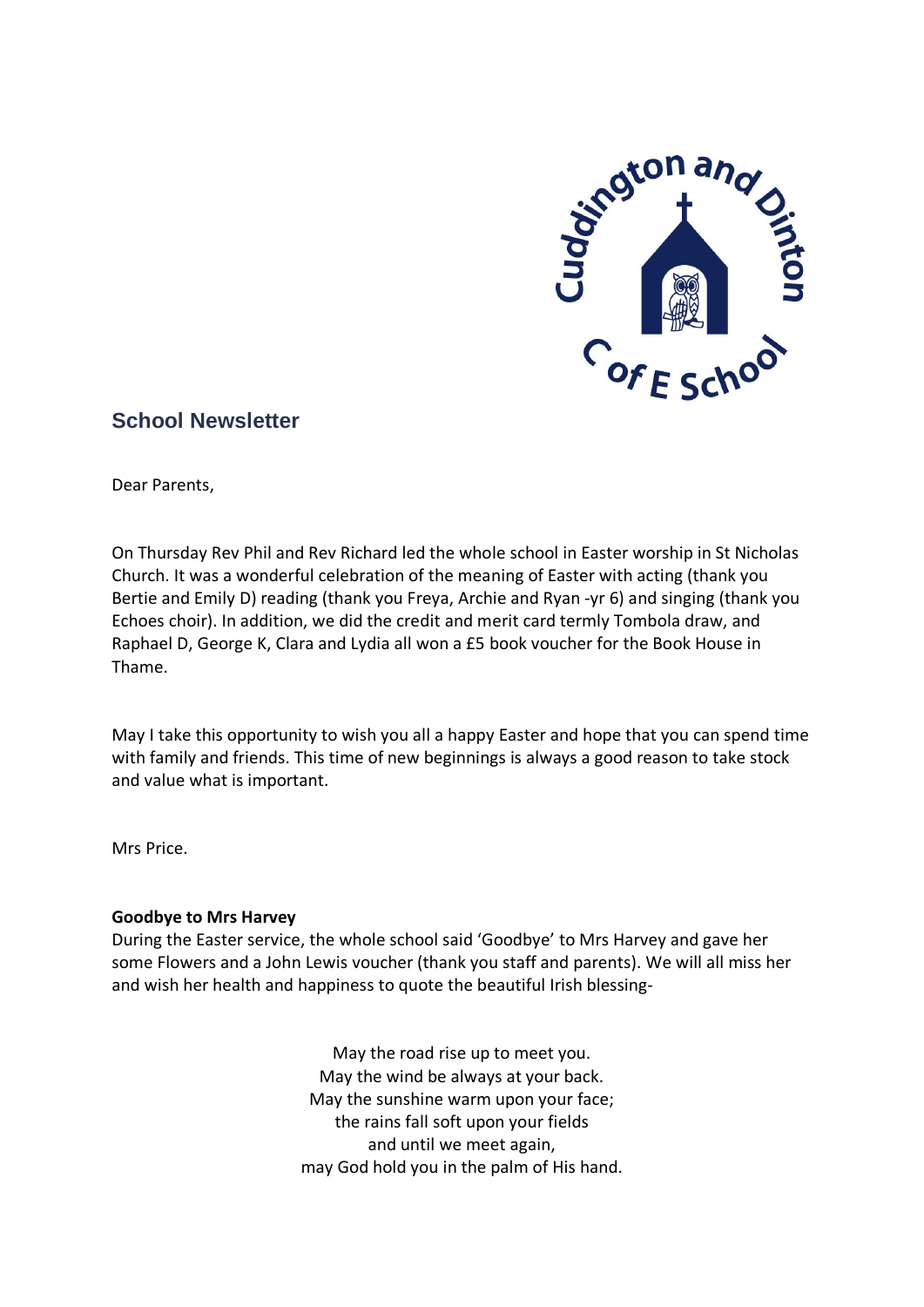## School Newsletter

Dear Parents,

On Thursday Rev Phil and Rev Richard led the whole school in Easter worship in St Nicholas Church. It was a wonderful celebration of the meaning of Easter with acting (thank you Bertie and Emily D) reading (thank you Freya, Archie and Ryan -yr 6) and singing (thank you Echoes choir). In addition, we did the credit and merit card termly Tombola draw, and Raphael D, George K, Clara and Lydia all won a £5 book voucher for the Book House in Thame.

May I take this opportunity to wish you all a happy Easter and hope that you can spend time with family and friends. This time of new beginnings is always a good reason to take stock and value what is important.

Mrs Price.

**Goodbye to Mrs Harvey**

During the Easter service, the whole school said 'Goodbye' to Mrs Harvey and gave her some Flowers and a John Lewis voucher (thank you staff and parents). We will all miss her and wish her health and happiness to quote the beautiful Irish blessing-

May the road rise up to meet you.
May the wind be always at your back.
May the sunshine warm upon your face;
the rains fall soft upon your fields
and until we meet again,
may God hold you in the palm of His hand.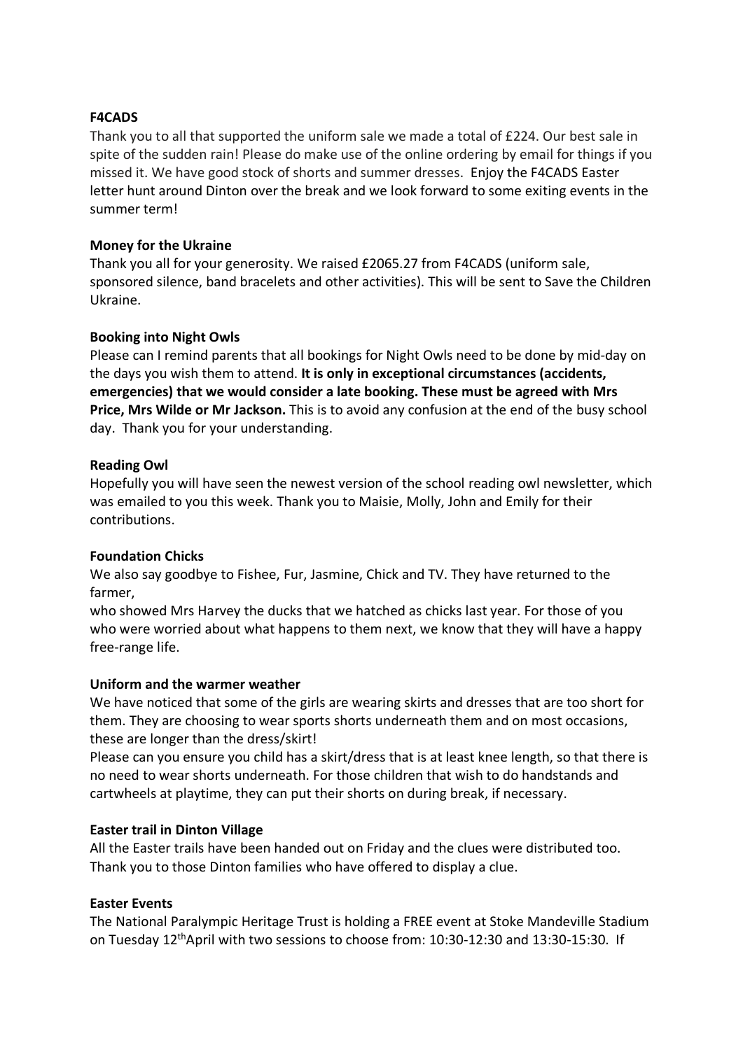**F4CADS**

Thank you to all that supported the uniform sale we made a total of £224. Our best sale in spite of the sudden rain! Please do make use of the online ordering by email for things if you missed it. We have good stock of shorts and summer dresses. Enjoy the F4CADS Easter letter hunt around Dinton over the break and we look forward to some exiting events in the summer term!

**Money for the Ukraine**

Thank you all for your generosity. We raised £2065.27 from F4CADS (uniform sale, sponsored silence, band bracelets and other activities). This will be sent to Save the Children Ukraine.

**Booking into Night Owls**

Please can I remind parents that all bookings for Night Owls need to be done by mid-day on the days you wish them to attend. **It is only in exceptional circumstances (accidents, emergencies) that we would consider a late booking. These must be agreed with Mrs Price, Mrs Wilde or Mr Jackson.** This is to avoid any confusion at the end of the busy school day. Thank you for your understanding.

**Reading Owl**

Hopefully you will have seen the newest version of the school reading owl newsletter, which was emailed to you this week. Thank you to Maisie, Molly, John and Emily for their contributions.

**Foundation Chicks**

We also say goodbye to Fishee, Fur, Jasmine, Chick and TV. They have returned to the farmer,
who showed Mrs Harvey the ducks that we hatched as chicks last year. For those of you who were worried about what happens to them next, we know that they will have a happy free-range life.

**Uniform and the warmer weather**

We have noticed that some of the girls are wearing skirts and dresses that are too short for them. They are choosing to wear sports shorts underneath them and on most occasions, these are longer than the dress/skirt!

Please can you ensure you child has a skirt/dress that is at least knee length, so that there is no need to wear shorts underneath. For those children that wish to do handstands and cartwheels at playtime, they can put their shorts on during break, if necessary.

**Easter trail in Dinton Village**

All the Easter trails have been handed out on Friday and the clues were distributed too. Thank you to those Dinton families who have offered to display a clue.

**Easter Events**

The National Paralympic Heritage Trust is holding a FREE event at Stoke Mandeville Stadium on Tuesday 12th April with two sessions to choose from: 10:30-12:30 and 13:30-15:30. If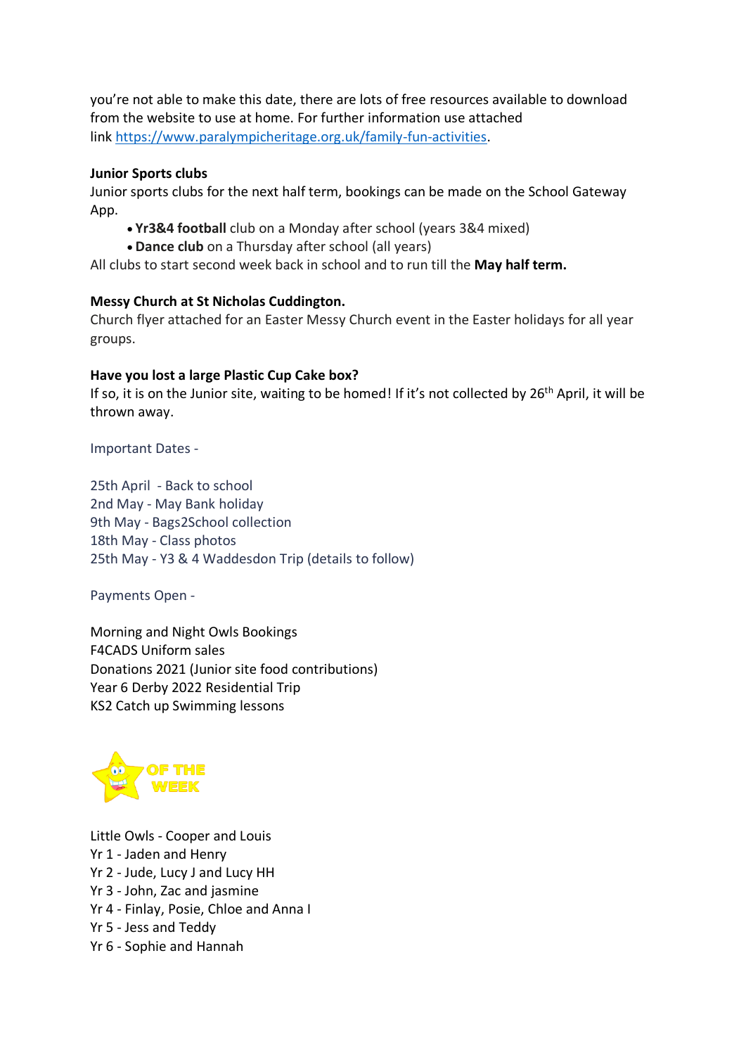you're not able to make this date, there are lots of free resources available to download from the website to use at home. For further information use attached link [https://www.paralympicheritage.org.uk/family-fun-activities](https://www.paralympicheritage.org.uk/family-fun-activities).

**Junior Sports clubs**

Junior sports clubs for the next half term, bookings can be made on the School Gateway App.

- **Yr3&4 football** club on a Monday after school (years 3&4 mixed)
- **Dance club** on a Thursday after school (all years)

All clubs to start second week back in school and to run till the **May half term.**

**Messy Church at St Nicholas Cuddington.**

Church flyer attached for an Easter Messy Church event in the Easter holidays for all year groups.

**Have you lost a large Plastic Cup Cake box?**

If so, it is on the Junior site, waiting to be homed! If it's not collected by 26th April, it will be thrown away.

Important Dates -

25th April - Back to school
2nd May - May Bank holiday
9th May - Bags2School collection
18th May - Class photos
25th May - Y3 & 4 Waddesdon Trip (details to follow)

Payments Open -

Morning and Night Owls Bookings
F4CADS Uniform sales
Donations 2021 (Junior site food contributions)
Year 6 Derby 2022 Residential Trip
KS2 Catch up Swimming lessons

OF THE WEEK

Little Owls - Cooper and Louis
Yr 1 - Jaden and Henry
Yr 2 - Jude, Lucy J and Lucy HH
Yr 3 - John, Zac and jasmine
Yr 4 - Finlay, Posie, Chloe and Anna I
Yr 5 - Jess and Teddy
Yr 6 - Sophie and Hannah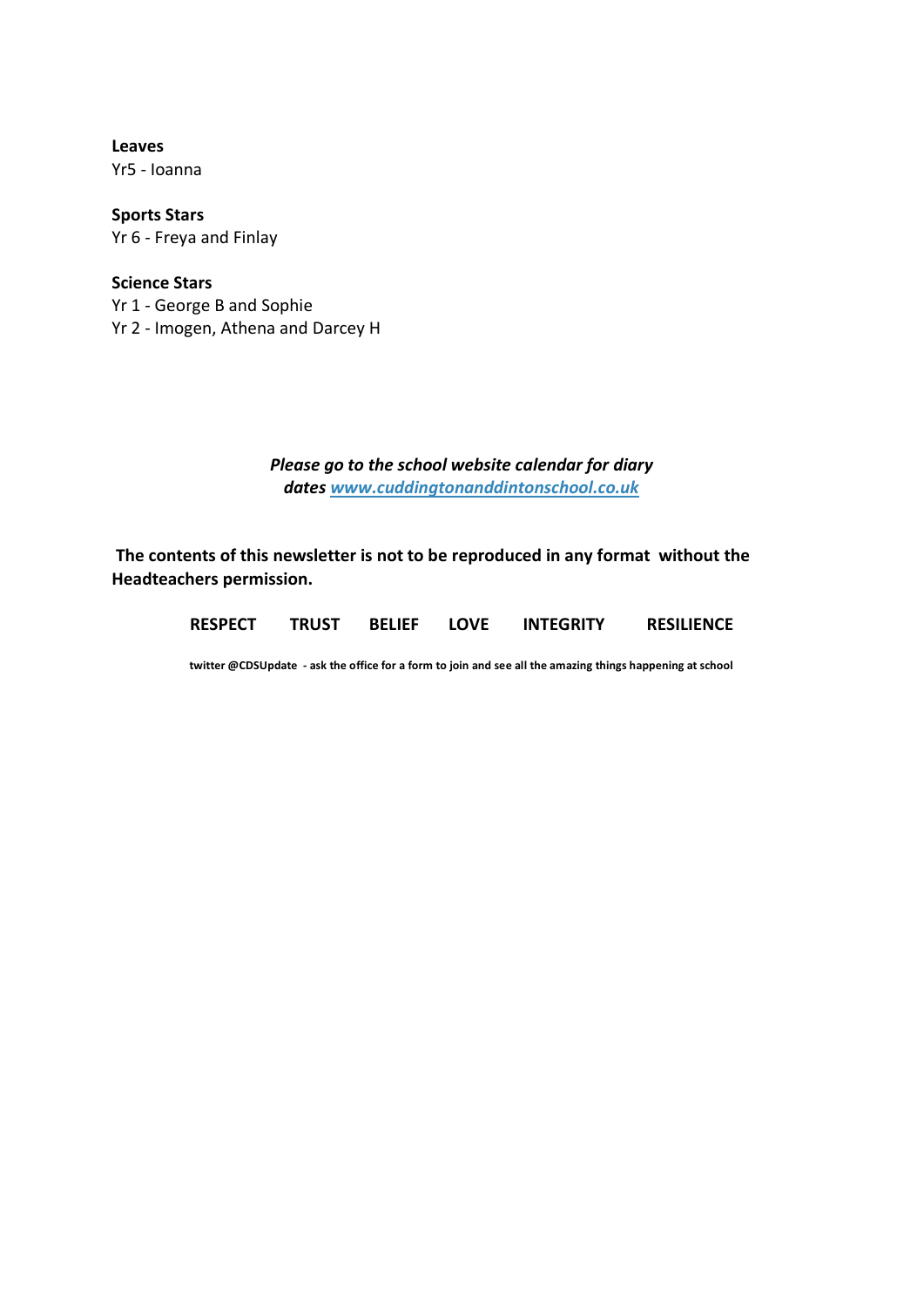**Leaves**
Yr5 - Ioanna

**Sports Stars**
Yr 6 - Freya and Finlay

**Science Stars**
Yr 1 - George B and Sophie
Yr 2 - Imogen, Athena and Darcey H

***Please go to the school website calendar for diary dates [www.cuddingtonanddintonschool.co.uk](http://www.cuddingtonanddintonschool.co.uk)***

**The contents of this newsletter is not to be reproduced in any format without the Headteachers permission.**

**RESPECT TRUST BELIEF LOVE INTEGRITY RESILIENCE**

**twitter @CDSUpdate - ask the office for a form to join and see all the amazing things happening at school**